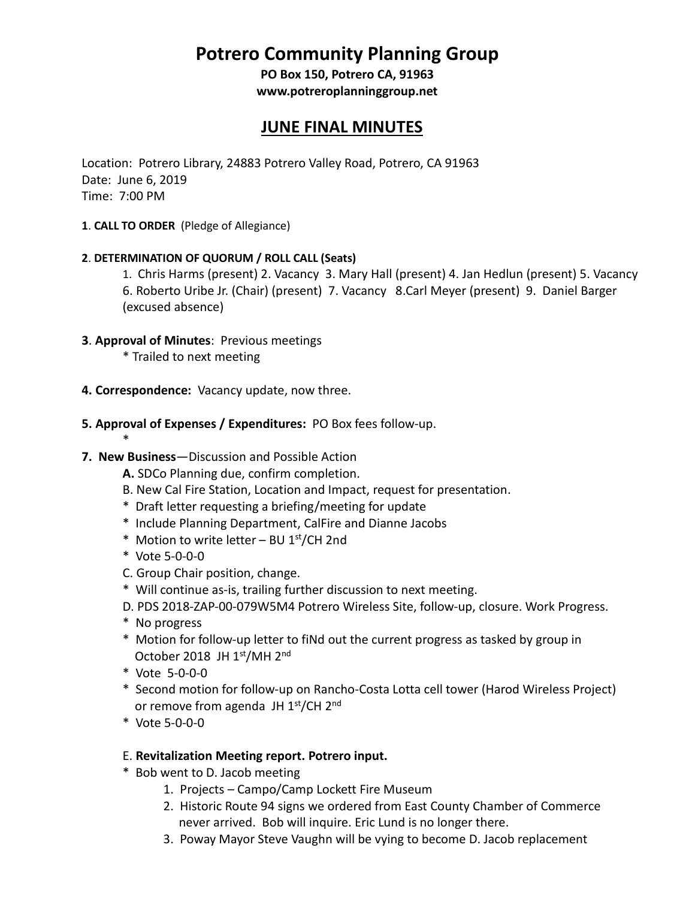# Potrero Community Planning Group

**PO Box 150, Potrero CA, 91963**
**www.potreroplanninggroup.net**

## JUNE FINAL MINUTES

Location: Potrero Library, 24883 Potrero Valley Road, Potrero, CA 91963
Date: June 6, 2019
Time: 7:00 PM

**1**. **CALL TO ORDER** (Pledge of Allegiance)

**2**. **DETERMINATION OF QUORUM / ROLL CALL (Seats)**

1. Chris Harms (present) 2. Vacancy 3. Mary Hall (present) 4. Jan Hedlun (present) 5. Vacancy 6. Roberto Uribe Jr. (Chair) (present) 7. Vacancy 8.Carl Meyer (present) 9. Daniel Barger (excused absence)

**3**. **Approval of Minutes**: Previous meetings

* Trailed to next meeting

**4. Correspondence:** Vacancy update, now three.

**5. Approval of Expenses / Expenditures:** PO Box fees follow-up.

*

**7. New Business**—Discussion and Possible Action

**A.** SDCo Planning due, confirm completion.

B. New Cal Fire Station, Location and Impact, request for presentation.

* Draft letter requesting a briefing/meeting for update
* Include Planning Department, CalFire and Dianne Jacobs
* Motion to write letter – BU 1st/CH 2nd
* Vote 5-0-0-0

C. Group Chair position, change.

* Will continue as-is, trailing further discussion to next meeting.

D. PDS 2018-ZAP-00-079W5M4 Potrero Wireless Site, follow-up, closure. Work Progress.

* No progress
* Motion for follow-up letter to fiNd out the current progress as tasked by group in October 2018 JH 1st/MH 2nd
* Vote 5-0-0-0
* Second motion for follow-up on Rancho-Costa Lotta cell tower (Harod Wireless Project) or remove from agenda JH 1st/CH 2nd
* Vote 5-0-0-0

E. **Revitalization Meeting report. Potrero input.**

* Bob went to D. Jacob meeting
  1. Projects – Campo/Camp Lockett Fire Museum
  2. Historic Route 94 signs we ordered from East County Chamber of Commerce never arrived. Bob will inquire. Eric Lund is no longer there.
  3. Poway Mayor Steve Vaughn will be vying to become D. Jacob replacement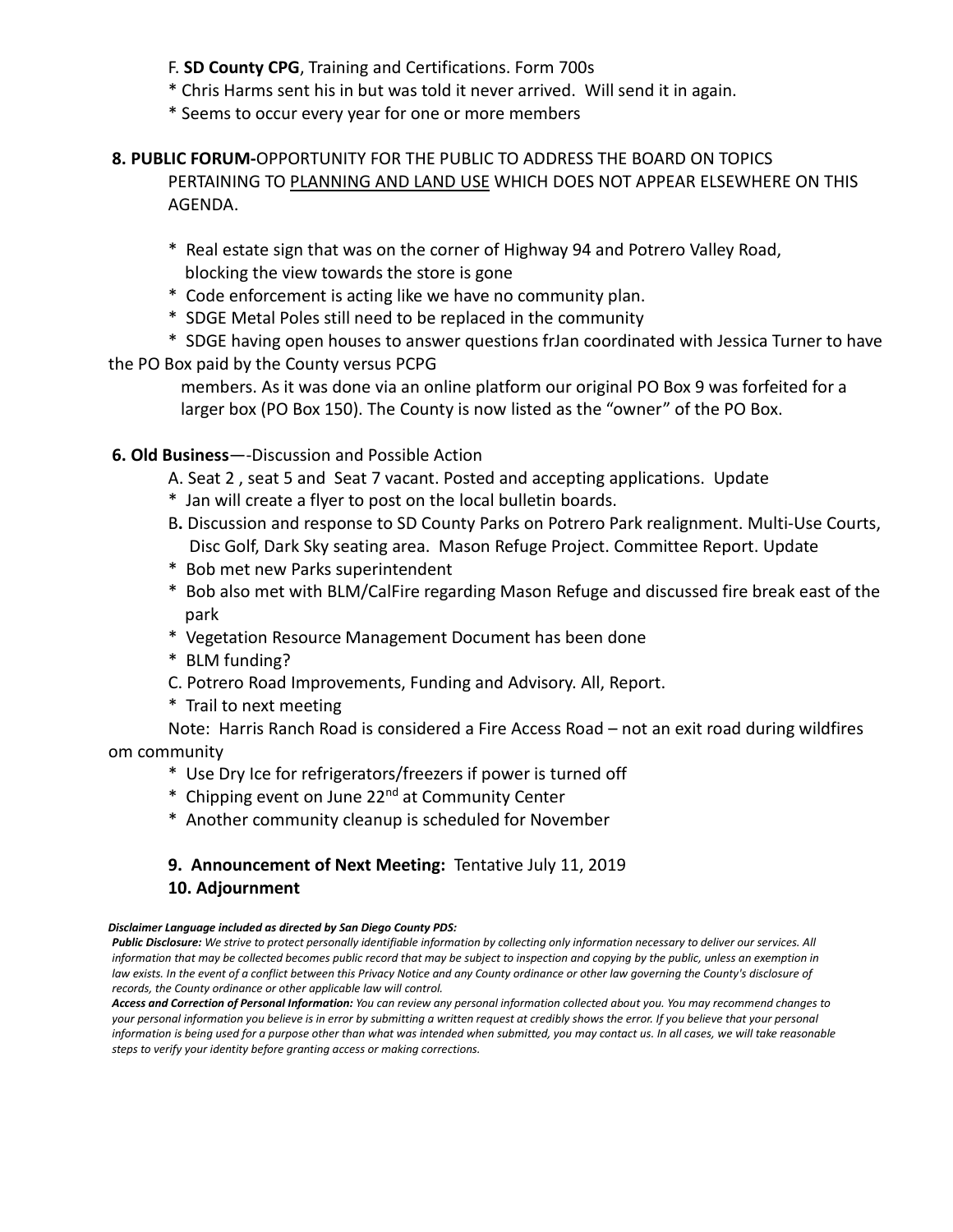F. **SD County CPG**, Training and Certifications. Form 700s

* Chris Harms sent his in but was told it never arrived. Will send it in again.
* Seems to occur every year for one or more members

**8. PUBLIC FORUM-**OPPORTUNITY FOR THE PUBLIC TO ADDRESS THE BOARD ON TOPICS PERTAINING TO PLANNING AND LAND USE WHICH DOES NOT APPEAR ELSEWHERE ON THIS AGENDA.

* Real estate sign that was on the corner of Highway 94 and Potrero Valley Road, blocking the view towards the store is gone
* Code enforcement is acting like we have no community plan.
* SDGE Metal Poles still need to be replaced in the community
* SDGE having open houses to answer questions frJan coordinated with Jessica Turner to have the PO Box paid by the County versus PCPG

members. As it was done via an online platform our original PO Box 9 was forfeited for a larger box (PO Box 150). The County is now listed as the "owner" of the PO Box.

**6. Old Business**—-Discussion and Possible Action

A. Seat 2 , seat 5 and Seat 7 vacant. Posted and accepting applications. Update

* Jan will create a flyer to post on the local bulletin boards.

B**.** Discussion and response to SD County Parks on Potrero Park realignment. Multi-Use Courts, Disc Golf, Dark Sky seating area. Mason Refuge Project. Committee Report. Update

* Bob met new Parks superintendent
* Bob also met with BLM/CalFire regarding Mason Refuge and discussed fire break east of the park
* Vegetation Resource Management Document has been done
* BLM funding?

C. Potrero Road Improvements, Funding and Advisory. All, Report.

* Trail to next meeting

Note: Harris Ranch Road is considered a Fire Access Road – not an exit road during wildfires om community

* Use Dry Ice for refrigerators/freezers if power is turned off
* Chipping event on June 22nd at Community Center
* Another community cleanup is scheduled for November

**9. Announcement of Next Meeting:** Tentative July 11, 2019

**10. Adjournment**

***Disclaimer Language included as directed by San Diego County PDS:***

***Public Disclosure:*** *We strive to protect personally identifiable information by collecting only information necessary to deliver our services. All information that may be collected becomes public record that may be subject to inspection and copying by the public, unless an exemption in law exists. In the event of a conflict between this Privacy Notice and any County ordinance or other law governing the County's disclosure of records, the County ordinance or other applicable law will control.*

***Access and Correction of Personal Information:*** *You can review any personal information collected about you. You may recommend changes to your personal information you believe is in error by submitting a written request at credibly shows the error. If you believe that your personal information is being used for a purpose other than what was intended when submitted, you may contact us. In all cases, we will take reasonable steps to verify your identity before granting access or making corrections.*